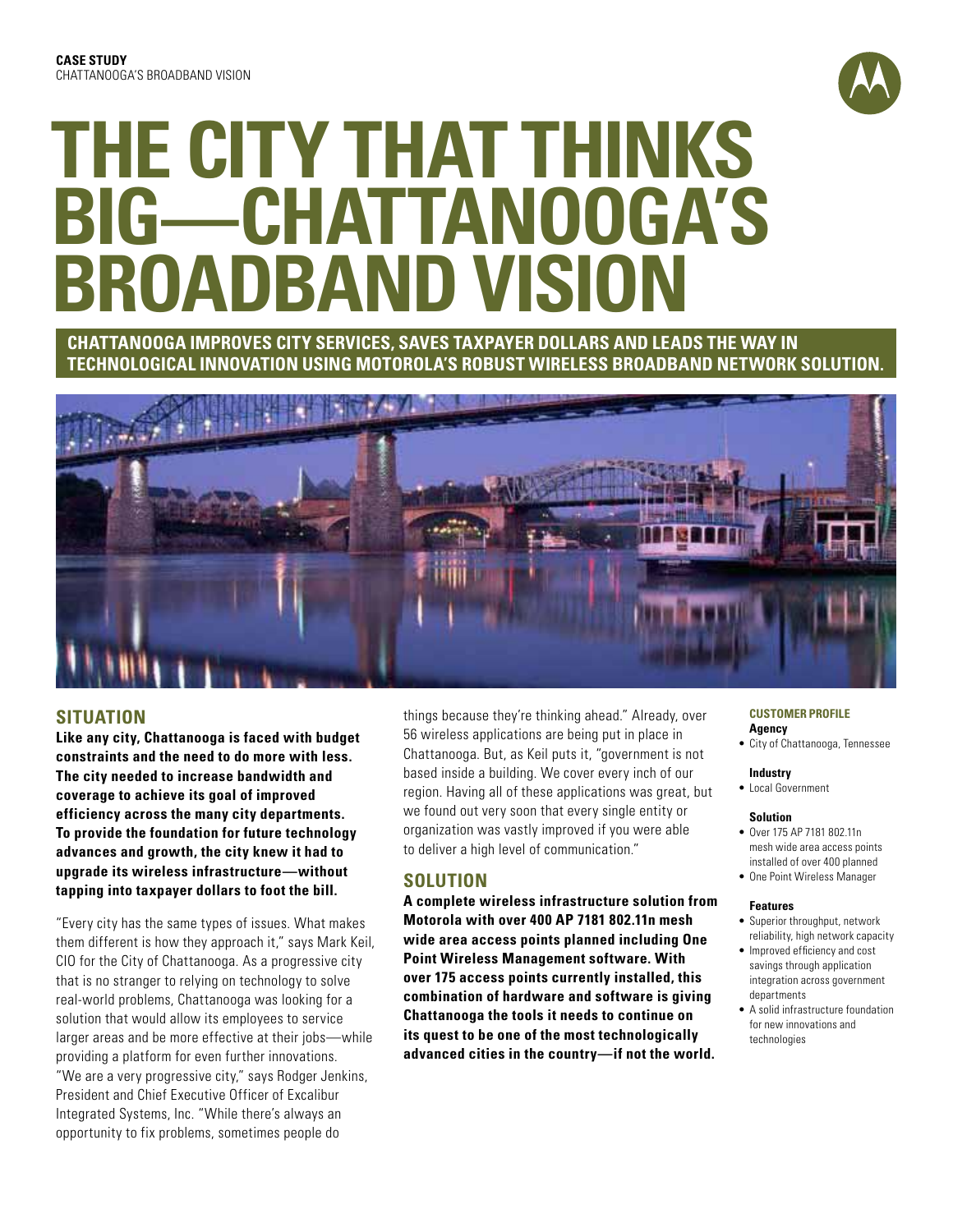**CASE STUDY**
CHATTANOOGA'S BROADBAND VISION

# THE CITY THAT THINKS BIG—CHATTANOOGA'S BROADBAND VISION

**CHATTANOOGA IMPROVES CITY SERVICES, SAVES TAXPAYER DOLLARS AND LEADS THE WAY IN TECHNOLOGICAL INNOVATION USING MOTOROLA'S ROBUST WIRELESS BROADBAND NETWORK SOLUTION.**

## SITUATION

**Like any city, Chattanooga is faced with budget constraints and the need to do more with less. The city needed to increase bandwidth and coverage to achieve its goal of improved efficiency across the many city departments. To provide the foundation for future technology advances and growth, the city knew it had to upgrade its wireless infrastructure—without tapping into taxpayer dollars to foot the bill.**

"Every city has the same types of issues. What makes them different is how they approach it," says Mark Keil, CIO for the City of Chattanooga. As a progressive city that is no stranger to relying on technology to solve real-world problems, Chattanooga was looking for a solution that would allow its employees to service larger areas and be more effective at their jobs—while providing a platform for even further innovations. "We are a very progressive city," says Rodger Jenkins, President and Chief Executive Officer of Excalibur Integrated Systems, Inc. "While there's always an opportunity to fix problems, sometimes people do things because they're thinking ahead." Already, over 56 wireless applications are being put in place in Chattanooga. But, as Keil puts it, "government is not based inside a building. We cover every inch of our region. Having all of these applications was great, but we found out very soon that every single entity or organization was vastly improved if you were able to deliver a high level of communication."

## SOLUTION

**A complete wireless infrastructure solution from Motorola with over 400 AP 7181 802.11n mesh wide area access points planned including One Point Wireless Management software. With over 175 access points currently installed, this combination of hardware and software is giving Chattanooga the tools it needs to continue on its quest to be one of the most technologically advanced cities in the country—if not the world.**

### CUSTOMER PROFILE

**Agency**
- City of Chattanooga, Tennessee

**Industry**
- Local Government

**Solution**
- Over 175 AP 7181 802.11n mesh wide area access points installed of over 400 planned
- One Point Wireless Manager

**Features**
- Superior throughput, network reliability, high network capacity
- Improved efficiency and cost savings through application integration across government departments
- A solid infrastructure foundation for new innovations and technologies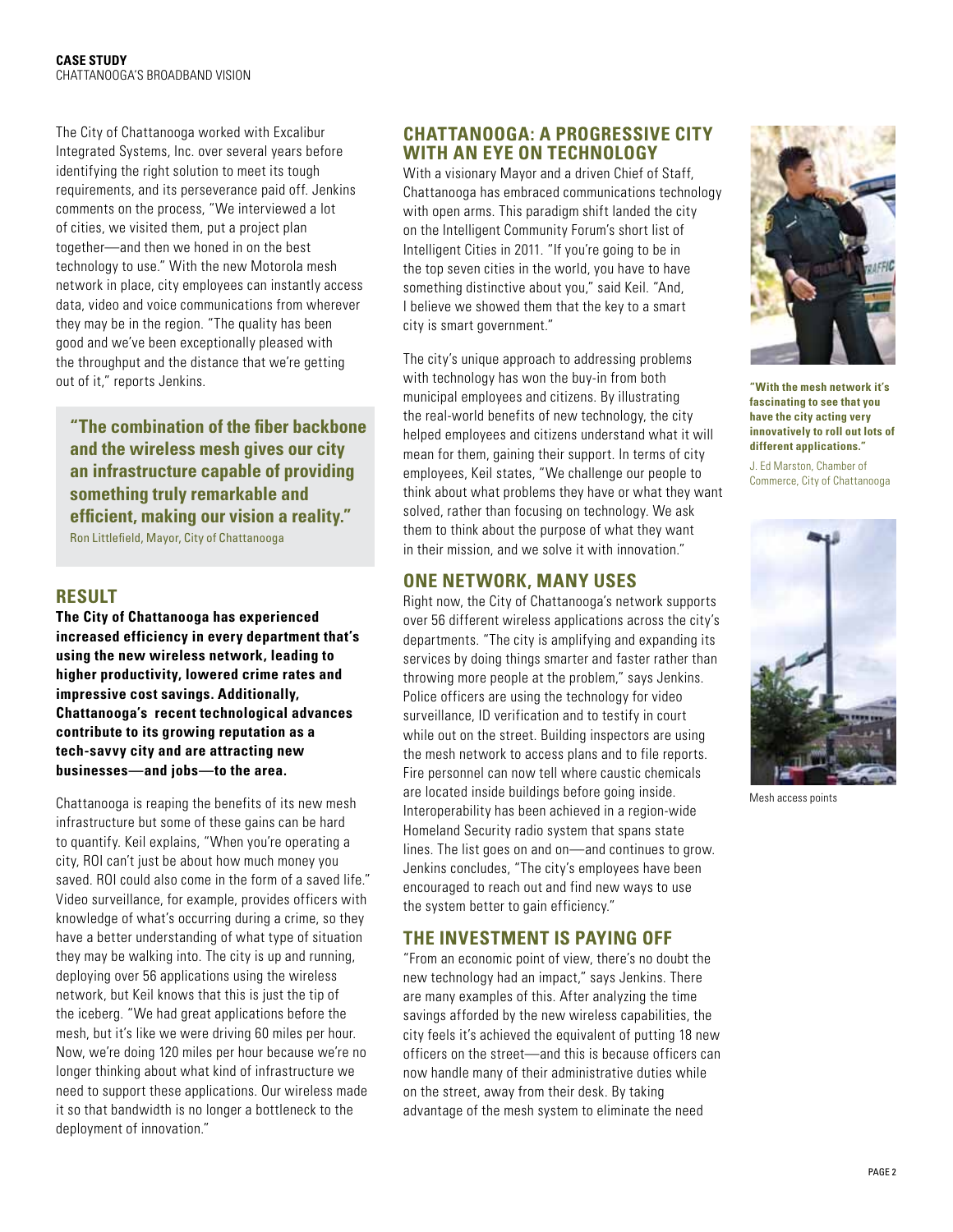The City of Chattanooga worked with Excalibur Integrated Systems, Inc. over several years before identifying the right solution to meet its tough requirements, and its perseverance paid off. Jenkins comments on the process, "We interviewed a lot of cities, we visited them, put a project plan together—and then we honed in on the best technology to use." With the new Motorola mesh network in place, city employees can instantly access data, video and voice communications from wherever they may be in the region. "The quality has been good and we've been exceptionally pleased with the throughput and the distance that we're getting out of it," reports Jenkins.

> **"The combination of the fiber backbone and the wireless mesh gives our city an infrastructure capable of providing something truly remarkable and efficient, making our vision a reality."**
> Ron Littlefield, Mayor, City of Chattanooga

## RESULT

**The City of Chattanooga has experienced increased efficiency in every department that's using the new wireless network, leading to higher productivity, lowered crime rates and impressive cost savings. Additionally, Chattanooga's recent technological advances contribute to its growing reputation as a tech-savvy city and are attracting new businesses—and jobs—to the area.**

Chattanooga is reaping the benefits of its new mesh infrastructure but some of these gains can be hard to quantify. Keil explains, "When you're operating a city, ROI can't just be about how much money you saved. ROI could also come in the form of a saved life." Video surveillance, for example, provides officers with knowledge of what's occurring during a crime, so they have a better understanding of what type of situation they may be walking into. The city is up and running, deploying over 56 applications using the wireless network, but Keil knows that this is just the tip of the iceberg. "We had great applications before the mesh, but it's like we were driving 60 miles per hour. Now, we're doing 120 miles per hour because we're no longer thinking about what kind of infrastructure we need to support these applications. Our wireless made it so that bandwidth is no longer a bottleneck to the deployment of innovation."

## CHATTANOOGA: A PROGRESSIVE CITY WITH AN EYE ON TECHNOLOGY

With a visionary Mayor and a driven Chief of Staff, Chattanooga has embraced communications technology with open arms. This paradigm shift landed the city on the Intelligent Community Forum's short list of Intelligent Cities in 2011. "If you're going to be in the top seven cities in the world, you have to have something distinctive about you," said Keil. "And, I believe we showed them that the key to a smart city is smart government."

The city's unique approach to addressing problems with technology has won the buy-in from both municipal employees and citizens. By illustrating the real-world benefits of new technology, the city helped employees and citizens understand what it will mean for them, gaining their support. In terms of city employees, Keil states, "We challenge our people to think about what problems they have or what they want solved, rather than focusing on technology. We ask them to think about the purpose of what they want in their mission, and we solve it with innovation."

## ONE NETWORK, MANY USES

Right now, the City of Chattanooga's network supports over 56 different wireless applications across the city's departments. "The city is amplifying and expanding its services by doing things smarter and faster rather than throwing more people at the problem," says Jenkins. Police officers are using the technology for video surveillance, ID verification and to testify in court while out on the street. Building inspectors are using the mesh network to access plans and to file reports. Fire personnel can now tell where caustic chemicals are located inside buildings before going inside. Interoperability has been achieved in a region-wide Homeland Security radio system that spans state lines. The list goes on and on—and continues to grow. Jenkins concludes, "The city's employees have been encouraged to reach out and find new ways to use the system better to gain efficiency."

## THE INVESTMENT IS PAYING OFF

"From an economic point of view, there's no doubt the new technology had an impact," says Jenkins. There are many examples of this. After analyzing the time savings afforded by the new wireless capabilities, the city feels it's achieved the equivalent of putting 18 new officers on the street—and this is because officers can now handle many of their administrative duties while on the street, away from their desk. By taking advantage of the mesh system to eliminate the need

**"With the mesh network it's fascinating to see that you have the city acting very innovatively to roll out lots of different applications."**

J. Ed Marston, Chamber of Commerce, City of Chattanooga

Mesh access points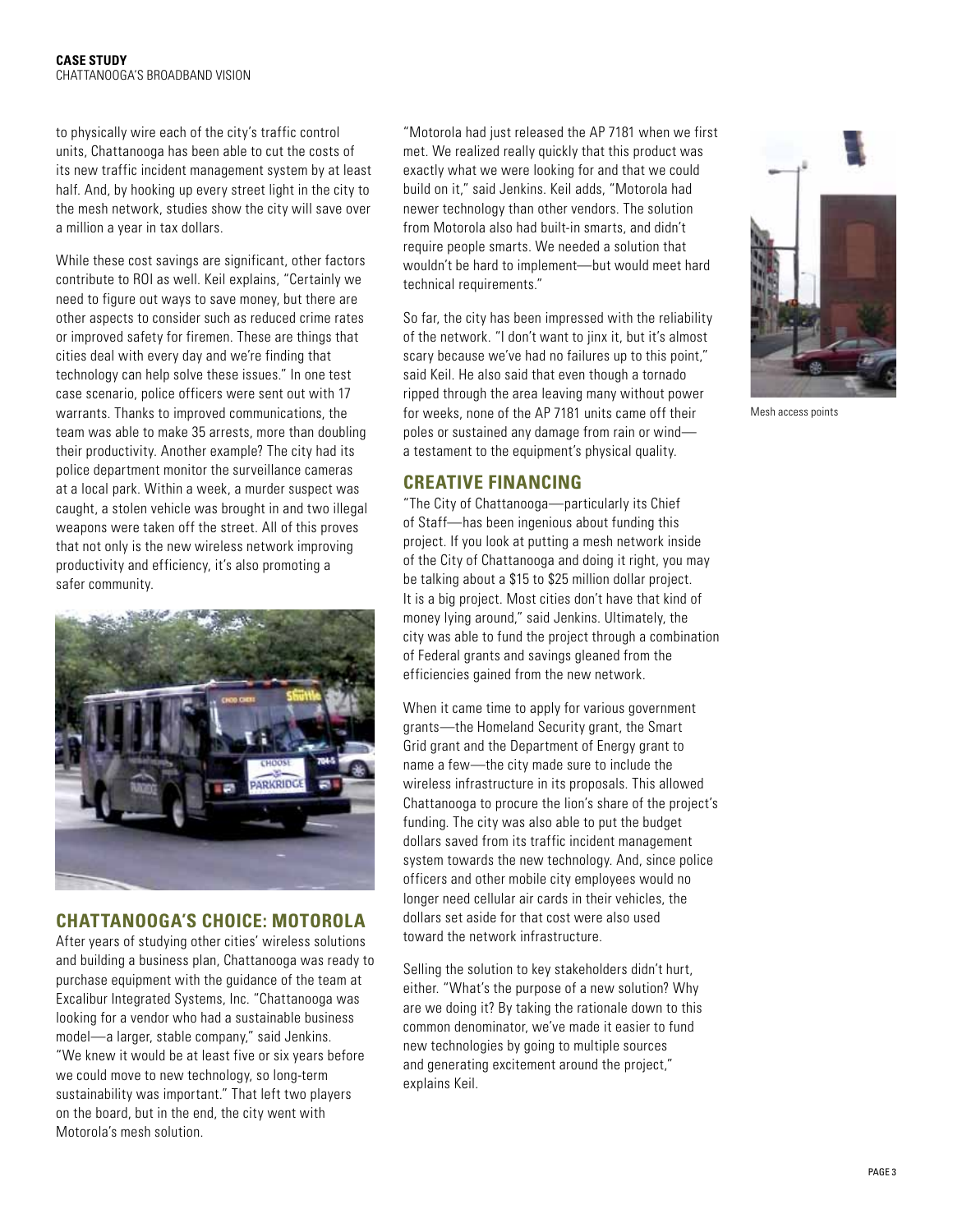to physically wire each of the city's traffic control units, Chattanooga has been able to cut the costs of its new traffic incident management system by at least half. And, by hooking up every street light in the city to the mesh network, studies show the city will save over a million a year in tax dollars.

While these cost savings are significant, other factors contribute to ROI as well. Keil explains, "Certainly we need to figure out ways to save money, but there are other aspects to consider such as reduced crime rates or improved safety for firemen. These are things that cities deal with every day and we're finding that technology can help solve these issues." In one test case scenario, police officers were sent out with 17 warrants. Thanks to improved communications, the team was able to make 35 arrests, more than doubling their productivity. Another example? The city had its police department monitor the surveillance cameras at a local park. Within a week, a murder suspect was caught, a stolen vehicle was brought in and two illegal weapons were taken off the street. All of this proves that not only is the new wireless network improving productivity and efficiency, it's also promoting a safer community.

## CHATTANOOGA'S CHOICE: MOTOROLA

After years of studying other cities' wireless solutions and building a business plan, Chattanooga was ready to purchase equipment with the guidance of the team at Excalibur Integrated Systems, Inc. "Chattanooga was looking for a vendor who had a sustainable business model—a larger, stable company," said Jenkins. "We knew it would be at least five or six years before we could move to new technology, so long-term sustainability was important." That left two players on the board, but in the end, the city went with Motorola's mesh solution.

"Motorola had just released the AP 7181 when we first met. We realized really quickly that this product was exactly what we were looking for and that we could build on it," said Jenkins. Keil adds, "Motorola had newer technology than other vendors. The solution from Motorola also had built-in smarts, and didn't require people smarts. We needed a solution that wouldn't be hard to implement—but would meet hard technical requirements."

So far, the city has been impressed with the reliability of the network. "I don't want to jinx it, but it's almost scary because we've had no failures up to this point," said Keil. He also said that even though a tornado ripped through the area leaving many without power for weeks, none of the AP 7181 units came off their poles or sustained any damage from rain or wind—a testament to the equipment's physical quality.

Mesh access points

## CREATIVE FINANCING

"The City of Chattanooga—particularly its Chief of Staff—has been ingenious about funding this project. If you look at putting a mesh network inside of the City of Chattanooga and doing it right, you may be talking about a $15 to $25 million dollar project. It is a big project. Most cities don't have that kind of money lying around," said Jenkins. Ultimately, the city was able to fund the project through a combination of Federal grants and savings gleaned from the efficiencies gained from the new network.

When it came time to apply for various government grants—the Homeland Security grant, the Smart Grid grant and the Department of Energy grant to name a few—the city made sure to include the wireless infrastructure in its proposals. This allowed Chattanooga to procure the lion's share of the project's funding. The city was also able to put the budget dollars saved from its traffic incident management system towards the new technology. And, since police officers and other mobile city employees would no longer need cellular air cards in their vehicles, the dollars set aside for that cost were also used toward the network infrastructure.

Selling the solution to key stakeholders didn't hurt, either. "What's the purpose of a new solution? Why are we doing it? By taking the rationale down to this common denominator, we've made it easier to fund new technologies by going to multiple sources and generating excitement around the project," explains Keil.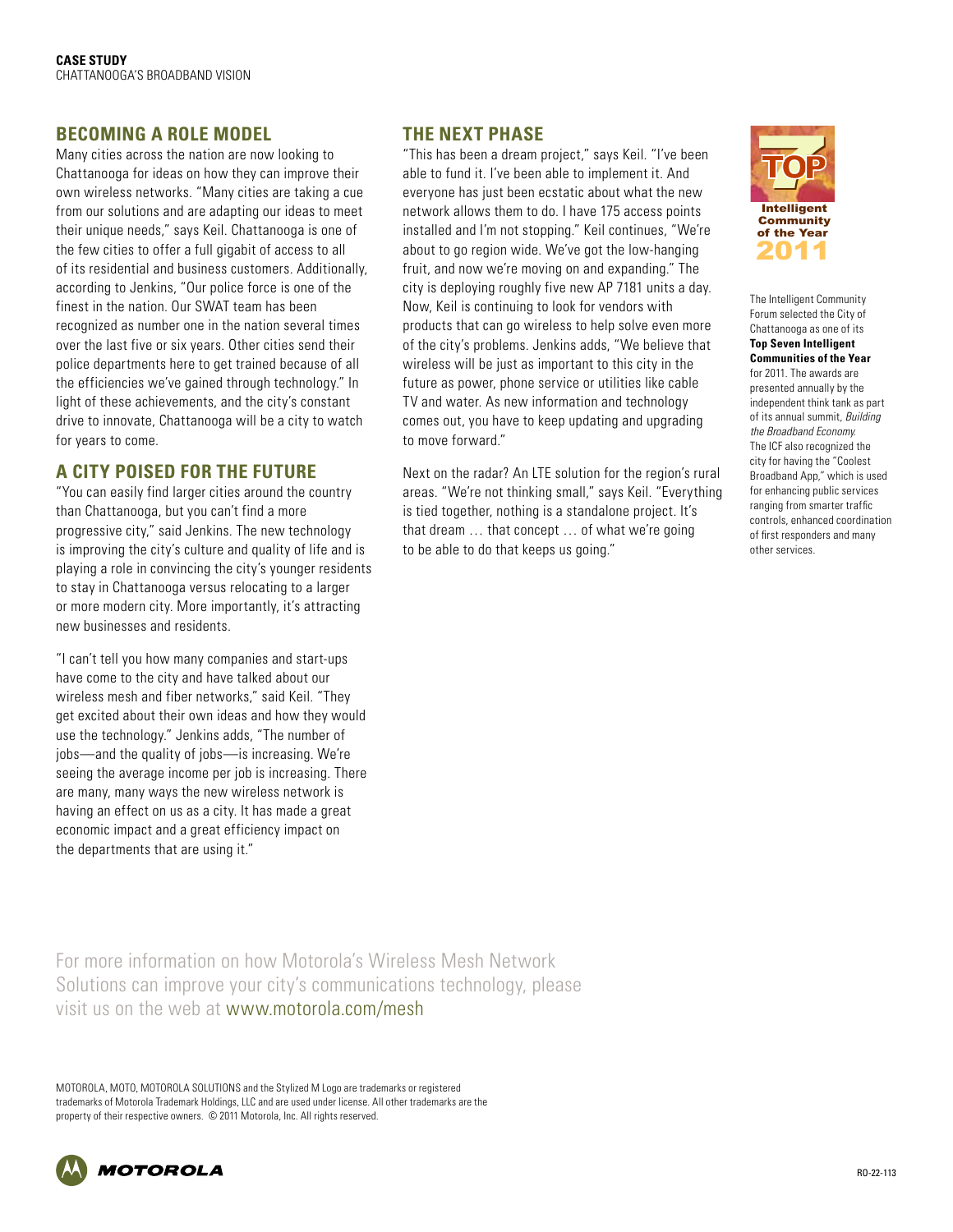## BECOMING A ROLE MODEL

Many cities across the nation are now looking to Chattanooga for ideas on how they can improve their own wireless networks. "Many cities are taking a cue from our solutions and are adapting our ideas to meet their unique needs," says Keil. Chattanooga is one of the few cities to offer a full gigabit of access to all of its residential and business customers. Additionally, according to Jenkins, "Our police force is one of the finest in the nation. Our SWAT team has been recognized as number one in the nation several times over the last five or six years. Other cities send their police departments here to get trained because of all the efficiencies we've gained through technology." In light of these achievements, and the city's constant drive to innovate, Chattanooga will be a city to watch for years to come.

## A CITY POISED FOR THE FUTURE

"You can easily find larger cities around the country than Chattanooga, but you can't find a more progressive city," said Jenkins. The new technology is improving the city's culture and quality of life and is playing a role in convincing the city's younger residents to stay in Chattanooga versus relocating to a larger or more modern city. More importantly, it's attracting new businesses and residents.

"I can't tell you how many companies and start-ups have come to the city and have talked about our wireless mesh and fiber networks," said Keil. "They get excited about their own ideas and how they would use the technology." Jenkins adds, "The number of jobs—and the quality of jobs—is increasing. We're seeing the average income per job is increasing. There are many, many ways the new wireless network is having an effect on us as a city. It has made a great economic impact and a great efficiency impact on the departments that are using it."

## THE NEXT PHASE

"This has been a dream project," says Keil. "I've been able to fund it. I've been able to implement it. And everyone has just been ecstatic about what the new network allows them to do. I have 175 access points installed and I'm not stopping." Keil continues, "We're about to go region wide. We've got the low-hanging fruit, and now we're moving on and expanding." The city is deploying roughly five new AP 7181 units a day. Now, Keil is continuing to look for vendors with products that can go wireless to help solve even more of the city's problems. Jenkins adds, "We believe that wireless will be just as important to this city in the future as power, phone service or utilities like cable TV and water. As new information and technology comes out, you have to keep updating and upgrading to move forward."

Next on the radar? An LTE solution for the region's rural areas. "We're not thinking small," says Keil. "Everything is tied together, nothing is a standalone project. It's that dream … that concept … of what we're going to be able to do that keeps us going."

7 TOP
Intelligent Community of the Year
2011

The Intelligent Community Forum selected the City of Chattanooga as one of its **Top Seven Intelligent Communities of the Year** for 2011. The awards are presented annually by the independent think tank as part of its annual summit, *Building the Broadband Economy*. The ICF also recognized the city for having the "Coolest Broadband App," which is used for enhancing public services ranging from smarter traffic controls, enhanced coordination of first responders and many other services.

For more information on how Motorola's Wireless Mesh Network Solutions can improve your city's communications technology, please visit us on the web at www.motorola.com/mesh

MOTOROLA, MOTO, MOTOROLA SOLUTIONS and the Stylized M Logo are trademarks or registered trademarks of Motorola Trademark Holdings, LLC and are used under license. All other trademarks are the property of their respective owners. © 2011 Motorola, Inc. All rights reserved.

MOTOROLA

RO-22-113